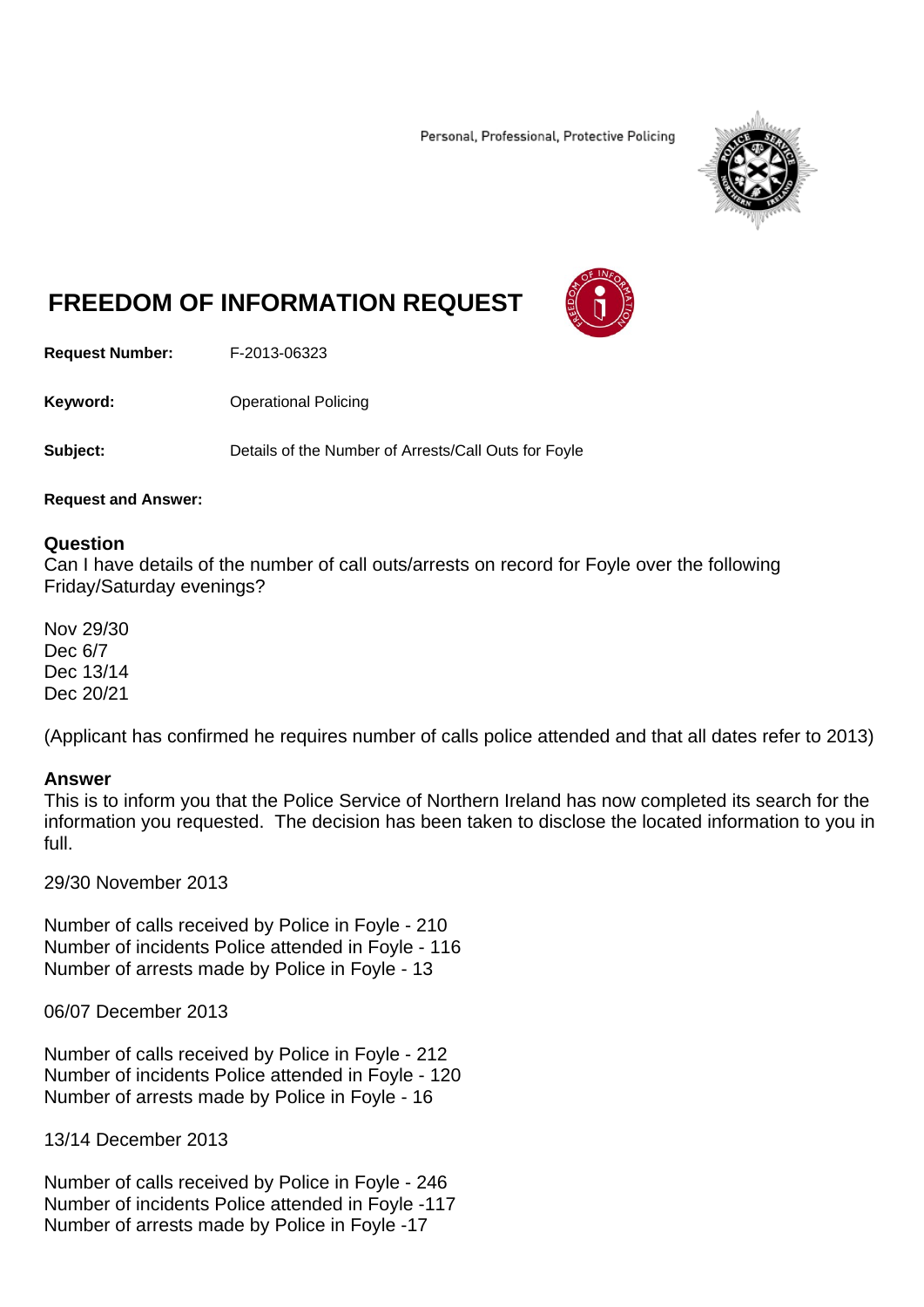Personal, Professional, Protective Policing

# FREEDOM OF INFORMATION REQUEST

**Request Number:** F-2013-06323

**Keyword:** Operational Policing

**Subject:** Details of the Number of Arrests/Call Outs for Foyle

**Request and Answer:**

## Question

Can I have details of the number of call outs/arrests on record for Foyle over the following Friday/Saturday evenings?

Nov 29/30
Dec 6/7
Dec 13/14
Dec 20/21

(Applicant has confirmed he requires number of calls police attended and that all dates refer to 2013)

## Answer

This is to inform you that the Police Service of Northern Ireland has now completed its search for the information you requested. The decision has been taken to disclose the located information to you in full.

29/30 November 2013

Number of calls received by Police in Foyle - 210
Number of incidents Police attended in Foyle - 116
Number of arrests made by Police in Foyle - 13

06/07 December 2013

Number of calls received by Police in Foyle - 212
Number of incidents Police attended in Foyle - 120
Number of arrests made by Police in Foyle - 16

13/14 December 2013

Number of calls received by Police in Foyle - 246
Number of incidents Police attended in Foyle -117
Number of arrests made by Police in Foyle -17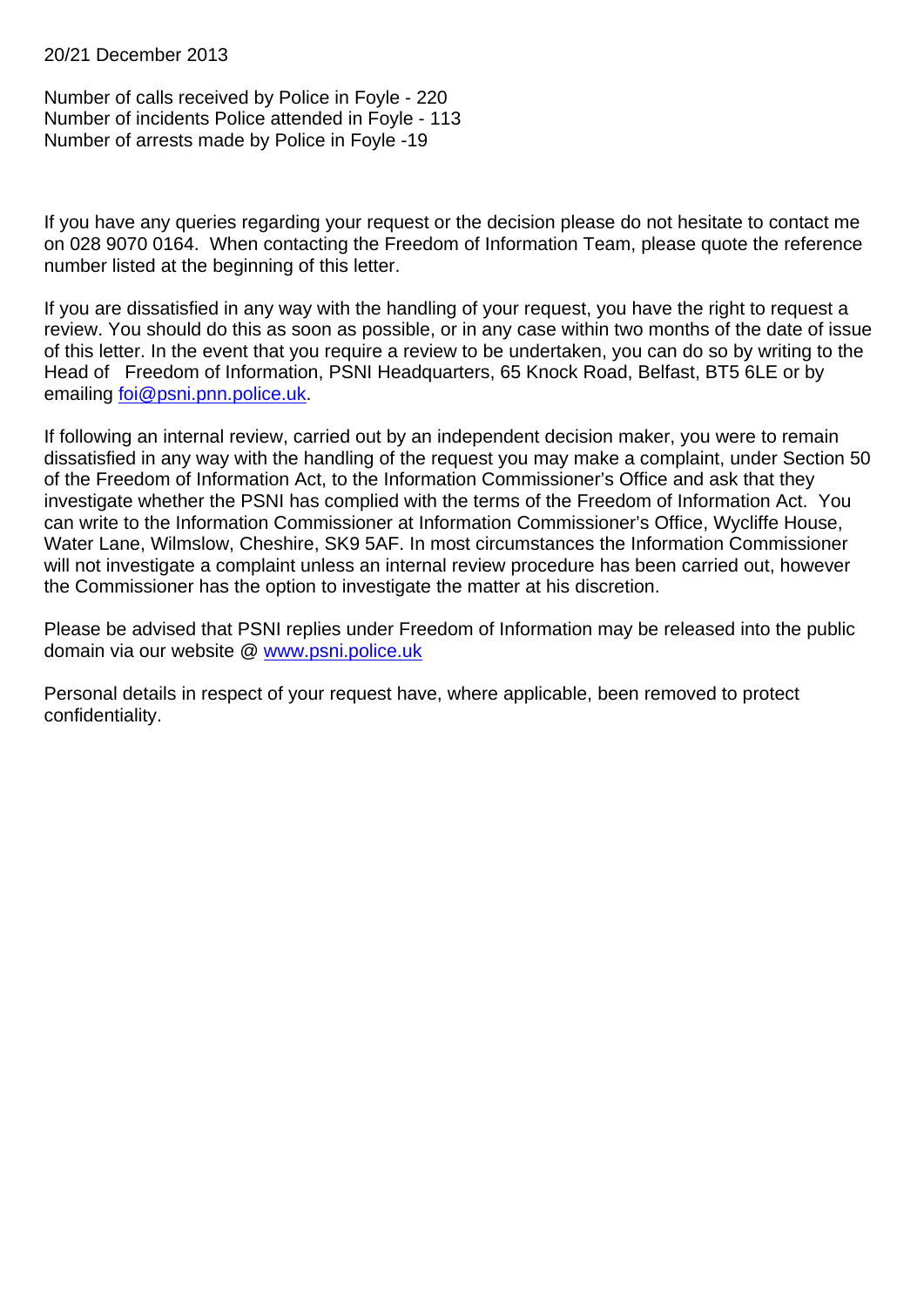20/21 December 2013

Number of calls received by Police in Foyle - 220
Number of incidents Police attended in Foyle - 113
Number of arrests made by Police in Foyle -19

If you have any queries regarding your request or the decision please do not hesitate to contact me on 028 9070 0164. When contacting the Freedom of Information Team, please quote the reference number listed at the beginning of this letter.

If you are dissatisfied in any way with the handling of your request, you have the right to request a review. You should do this as soon as possible, or in any case within two months of the date of issue of this letter. In the event that you require a review to be undertaken, you can do so by writing to the Head of Freedom of Information, PSNI Headquarters, 65 Knock Road, Belfast, BT5 6LE or by emailing foi@psni.pnn.police.uk.

If following an internal review, carried out by an independent decision maker, you were to remain dissatisfied in any way with the handling of the request you may make a complaint, under Section 50 of the Freedom of Information Act, to the Information Commissioner's Office and ask that they investigate whether the PSNI has complied with the terms of the Freedom of Information Act. You can write to the Information Commissioner at Information Commissioner's Office, Wycliffe House, Water Lane, Wilmslow, Cheshire, SK9 5AF. In most circumstances the Information Commissioner will not investigate a complaint unless an internal review procedure has been carried out, however the Commissioner has the option to investigate the matter at his discretion.

Please be advised that PSNI replies under Freedom of Information may be released into the public domain via our website @ www.psni.police.uk

Personal details in respect of your request have, where applicable, been removed to protect confidentiality.